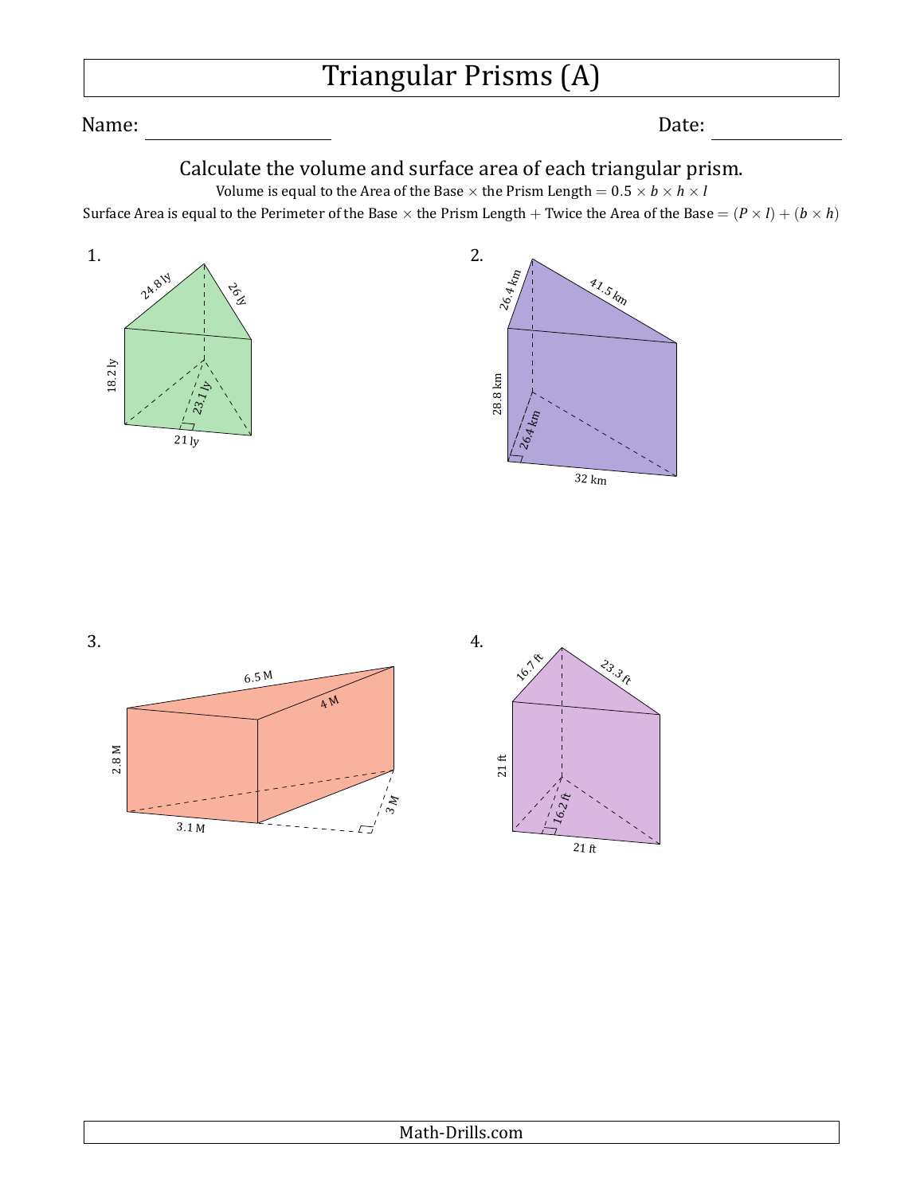# Triangular Prisms (A)

Name: ____________________ Date: ______________

Calculate the volume and surface area of each triangular prism.

Volume is equal to the Area of the Base $\times$ the Prism Length $= 0.5 \times b \times h \times l$

Surface Area is equal to the Perimeter of the Base $\times$ the Prism Length $+$ Twice the Area of the Base $= (P \times l) + (b \times h)$

1. 24.8 ly, 26 ly, 18.2 ly, 23.1 ly, 21 ly

2. 26.4 km, 41.5 km, 28.8 km, 26.4 km, 32 km

3. 6.5 M, 4 M, 2.8 M, 3.1 M, 3 M

4. 16.7 ft, 23.3 ft, 21 ft, 16.2 ft, 21 ft

Math-Drills.com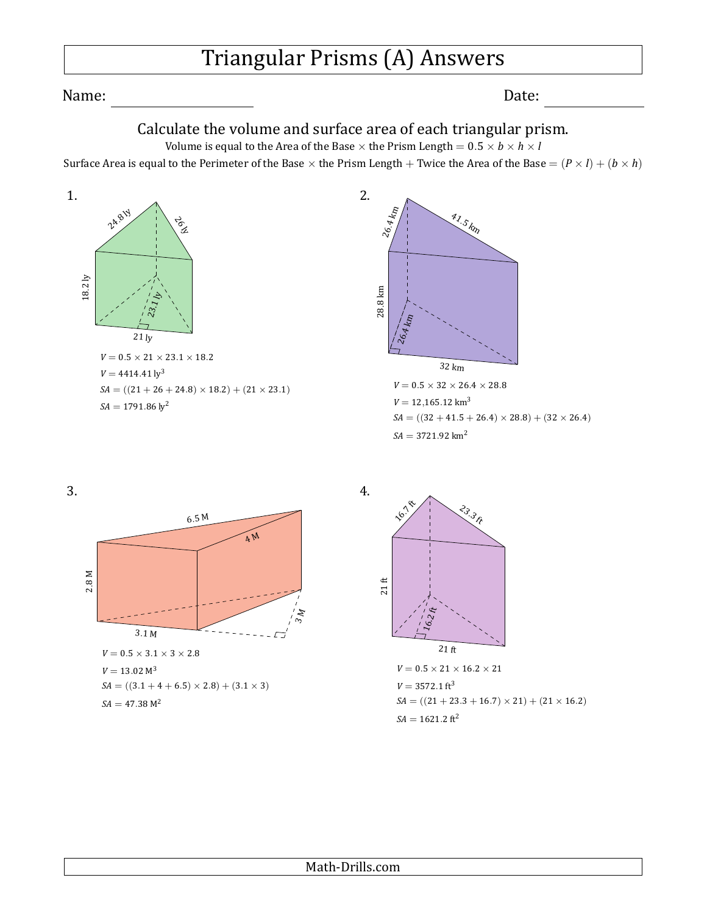# Triangular Prisms (A) Answers

Name: \_\_\_\_\_\_\_\_\_\_\_\_\_\_\_\_ Date: \_\_\_\_\_\_\_\_\_\_\_\_

Calculate the volume and surface area of each triangular prism.

Volume is equal to the Area of the Base $\times$ the Prism Length $= 0.5 \times b \times h \times l$

Surface Area is equal to the Perimeter of the Base $\times$ the Prism Length $+$ Twice the Area of the Base $= (P \times l) + (b \times h)$

**1.**

24.8 ly

26 ly

18.2 ly

23.1 ly

21 ly

$V = 0.5 \times 21 \times 23.1 \times 18.2$

$V = 4414.41 \text{ ly}^3$

$SA = ((21 + 26 + 24.8) \times 18.2) + (21 \times 23.1)$

$SA = 1791.86 \text{ ly}^2$

**2.**

26.4 km

41.5 km

28.8 km

26.4 km

32 km

$V = 0.5 \times 32 \times 26.4 \times 28.8$

$V = 12{,}165.12 \text{ km}^3$

$SA = ((32 + 41.5 + 26.4) \times 28.8) + (32 \times 26.4)$

$SA = 3721.92 \text{ km}^2$

**3.**

6.5 M

4 M

2.8 M

3.1 M

3 M

$V = 0.5 \times 3.1 \times 3 \times 2.8$

$V = 13.02 \text{ M}^3$

$SA = ((3.1 + 4 + 6.5) \times 2.8) + (3.1 \times 3)$

$SA = 47.38 \text{ M}^2$

**4.**

16.7 ft

23.3 ft

21 ft

16.2 ft

21 ft

$V = 0.5 \times 21 \times 16.2 \times 21$

$V = 3572.1 \text{ ft}^3$

$SA = ((21 + 23.3 + 16.7) \times 21) + (21 \times 16.2)$

$SA = 1621.2 \text{ ft}^2$